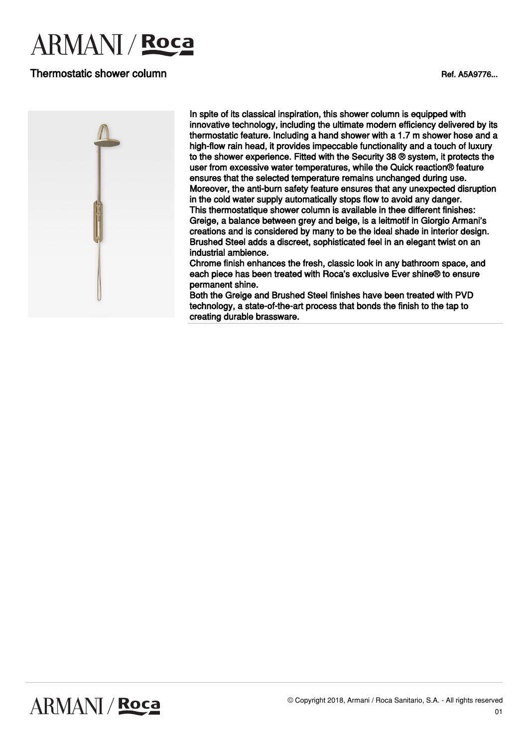# ARMANI / Roca

## Thermostatic shower column

Ref. A5A9776...

In spite of its classical inspiration, this shower column is equipped with innovative technology, including the ultimate modern efficiency delivered by its thermostatic feature. Including a hand shower with a 1.7 m shower hose and a high-flow rain head, it provides impeccable functionality and a touch of luxury to the shower experience. Fitted with the Security 38 ® system, it protects the user from excessive water temperatures, while the Quick reaction® feature ensures that the selected temperature remains unchanged during use. Moreover, the anti-burn safety feature ensures that any unexpected disruption in the cold water supply automatically stops flow to avoid any danger.
This thermostatique shower column is available in thee different finishes:
Greige, a balance between grey and beige, is a leitmotif in Giorgio Armani's creations and is considered by many to be the ideal shade in interior design.
Brushed Steel adds a discreet, sophisticated feel in an elegant twist on an industrial ambience.
Chrome finish enhances the fresh, classic look in any bathroom space, and each piece has been treated with Roca's exclusive Ever shine® to ensure permanent shine.
Both the Greige and Brushed Steel finishes have been treated with PVD technology, a state-of-the-art process that bonds the finish to the tap to creating durable brassware.

© Copyright 2018, Armani / Roca Sanitario, S.A. - All rights reserved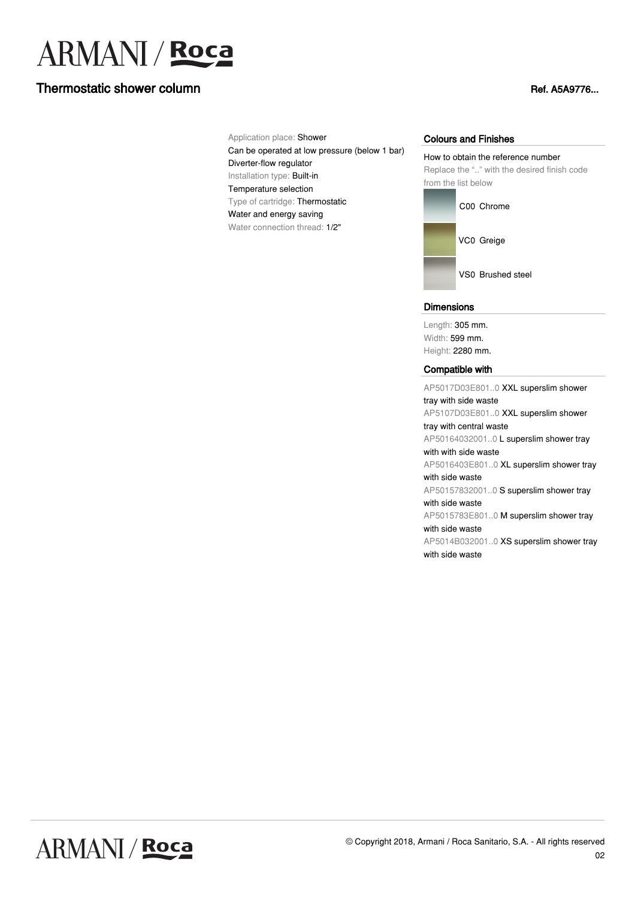# Thermostatic shower column

Ref. A5A9776...

Application place: Shower
Can be operated at low pressure (below 1 bar)
Diverter-flow regulator
Installation type: Built-in
Temperature selection
Type of cartridge: Thermostatic
Water and energy saving
Water connection thread: 1/2"

## Colours and Finishes

How to obtain the reference number
Replace the ".." with the desired finish code from the list below

- C00 Chrome
- VC0 Greige
- VS0 Brushed steel

## Dimensions

Length: 305 mm.
Width: 599 mm.
Height: 2280 mm.

## Compatible with

AP5017D03E801..0 XXL superslim shower tray with side waste
AP5107D03E801..0 XXL superslim shower tray with central waste
AP50164032001..0 L superslim shower tray with with side waste
AP5016403E801..0 XL superslim shower tray with side waste
AP50157832001..0 S superslim shower tray with side waste
AP5015783E801..0 M superslim shower tray with side waste
AP5014B032001..0 XS superslim shower tray with side waste

© Copyright 2018, Armani / Roca Sanitario, S.A. - All rights reserved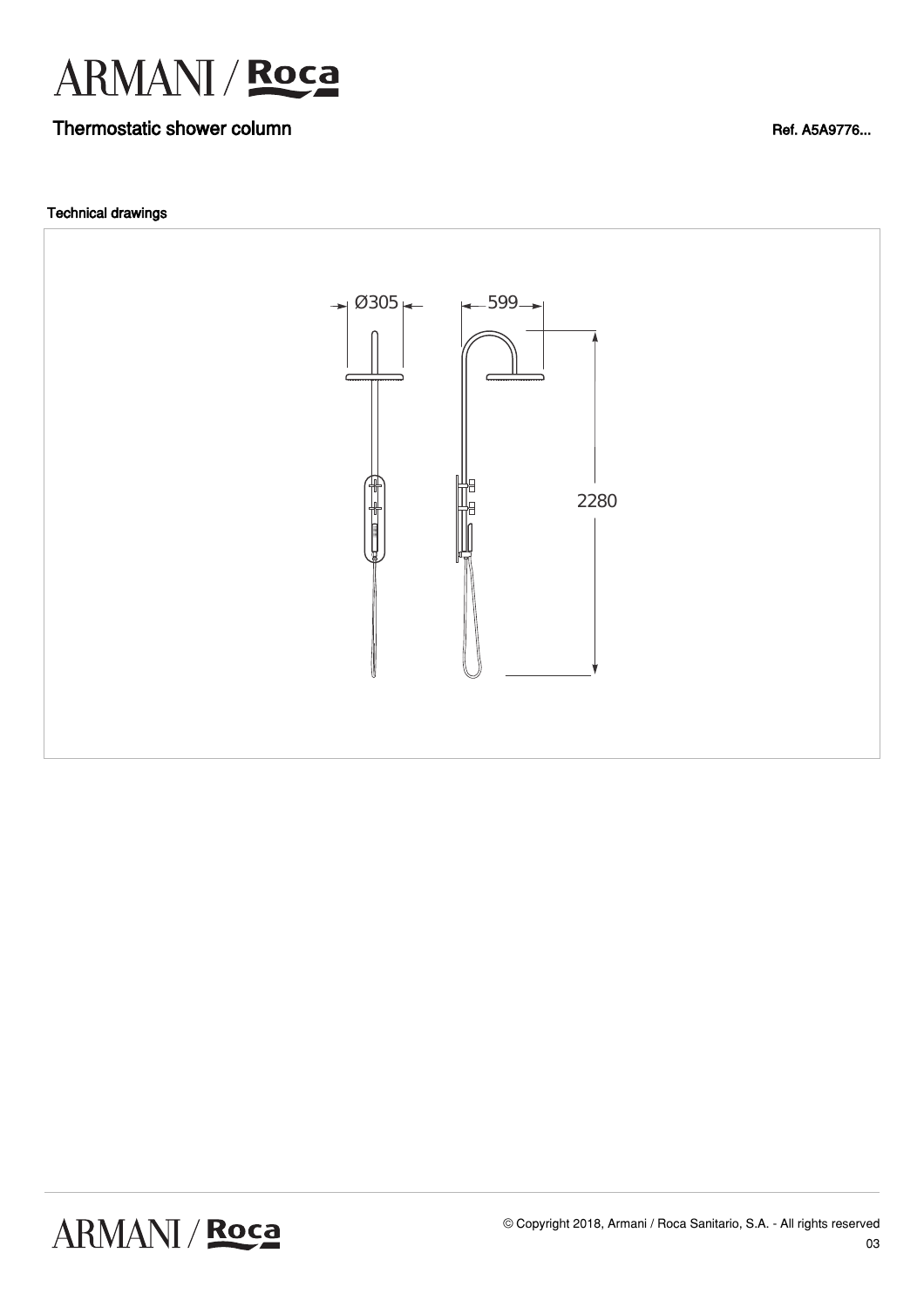# Thermostatic shower column

Ref. A5A9776...

## Technical drawings

Ø305

599

2280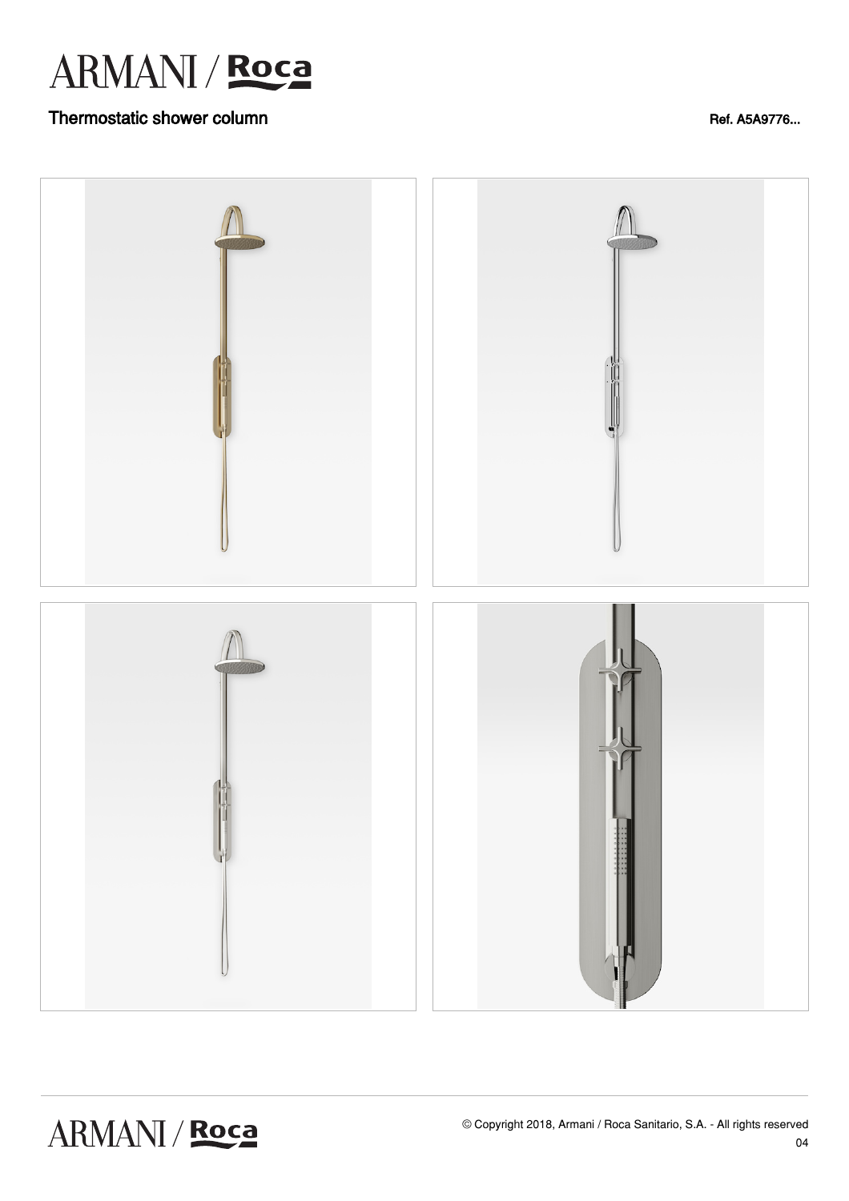# Thermostatic shower column

Ref. A5A9776...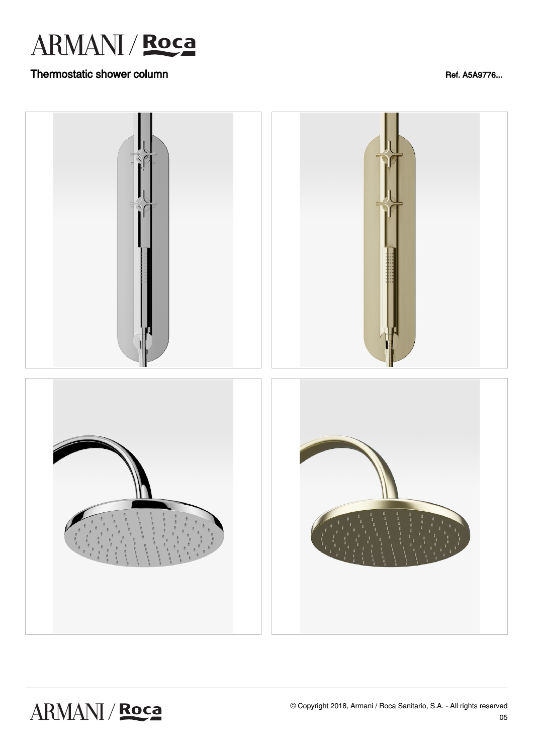Thermostatic shower column

Ref. A5A9776...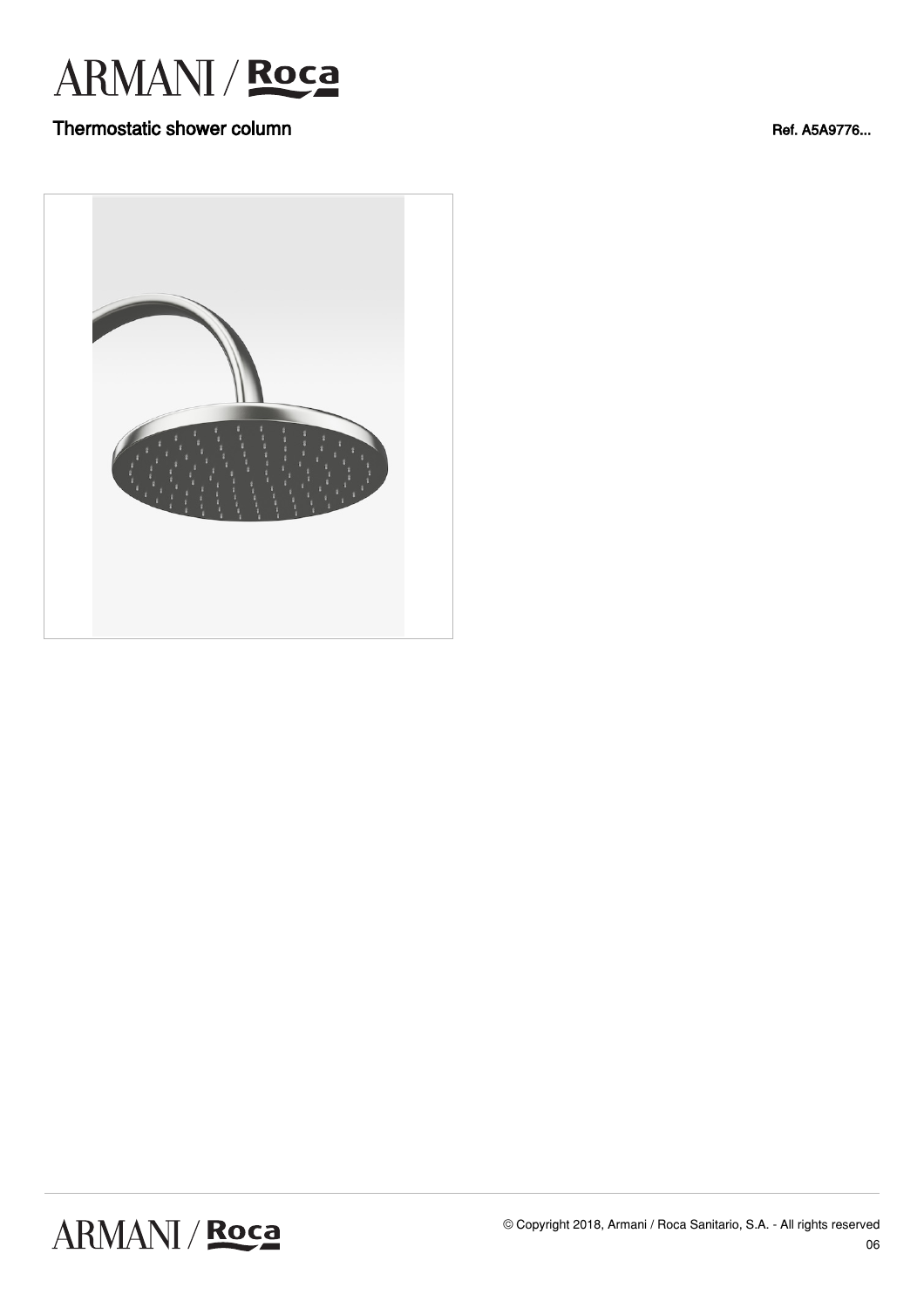# ARMANI / Roca

## Thermostatic shower column

Ref. A5A9776...